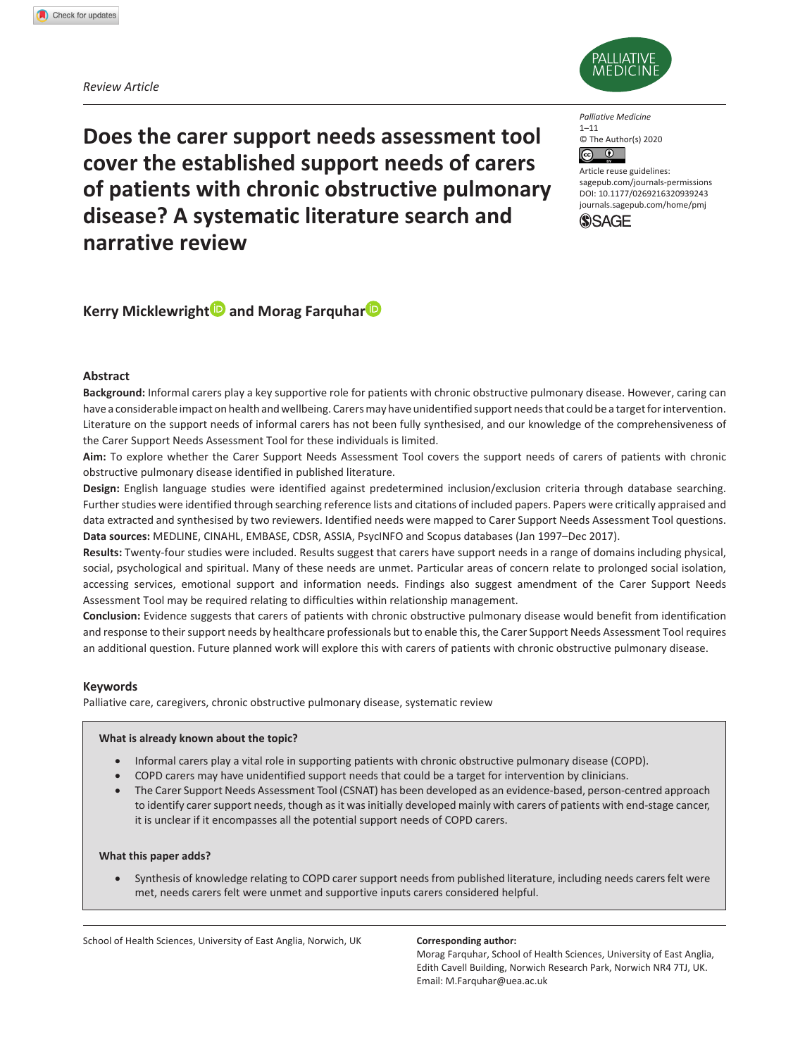Review Article

# Does the carer support needs assessment tool cover the established support needs of carers of patients with chronic obstructive pulmonary disease? A systematic literature search and narrative review

Palliative Medicine
1–11
© The Author(s) 2020
Article reuse guidelines: sagepub.com/journals-permissions
DOI: 10.1177/0269216320939243
journals.sagepub.com/home/pmj

**Kerry Micklewright and Morag Farquhar**

## Abstract

**Background:** Informal carers play a key supportive role for patients with chronic obstructive pulmonary disease. However, caring can have a considerable impact on health and wellbeing. Carers may have unidentified support needs that could be a target for intervention. Literature on the support needs of informal carers has not been fully synthesised, and our knowledge of the comprehensiveness of the Carer Support Needs Assessment Tool for these individuals is limited.

**Aim:** To explore whether the Carer Support Needs Assessment Tool covers the support needs of carers of patients with chronic obstructive pulmonary disease identified in published literature.

**Design:** English language studies were identified against predetermined inclusion/exclusion criteria through database searching. Further studies were identified through searching reference lists and citations of included papers. Papers were critically appraised and data extracted and synthesised by two reviewers. Identified needs were mapped to Carer Support Needs Assessment Tool questions.

**Data sources:** MEDLINE, CINAHL, EMBASE, CDSR, ASSIA, PsycINFO and Scopus databases (Jan 1997–Dec 2017).

**Results:** Twenty-four studies were included. Results suggest that carers have support needs in a range of domains including physical, social, psychological and spiritual. Many of these needs are unmet. Particular areas of concern relate to prolonged social isolation, accessing services, emotional support and information needs. Findings also suggest amendment of the Carer Support Needs Assessment Tool may be required relating to difficulties within relationship management.

**Conclusion:** Evidence suggests that carers of patients with chronic obstructive pulmonary disease would benefit from identification and response to their support needs by healthcare professionals but to enable this, the Carer Support Needs Assessment Tool requires an additional question. Future planned work will explore this with carers of patients with chronic obstructive pulmonary disease.

## Keywords

Palliative care, caregivers, chronic obstructive pulmonary disease, systematic review

**What is already known about the topic?**

- Informal carers play a vital role in supporting patients with chronic obstructive pulmonary disease (COPD).
- COPD carers may have unidentified support needs that could be a target for intervention by clinicians.
- The Carer Support Needs Assessment Tool (CSNAT) has been developed as an evidence-based, person-centred approach to identify carer support needs, though as it was initially developed mainly with carers of patients with end-stage cancer, it is unclear if it encompasses all the potential support needs of COPD carers.

**What this paper adds?**

- Synthesis of knowledge relating to COPD carer support needs from published literature, including needs carers felt were met, needs carers felt were unmet and supportive inputs carers considered helpful.

School of Health Sciences, University of East Anglia, Norwich, UK

**Corresponding author:**
Morag Farquhar, School of Health Sciences, University of East Anglia, Edith Cavell Building, Norwich Research Park, Norwich NR4 7TJ, UK.
Email: M.Farquhar@uea.ac.uk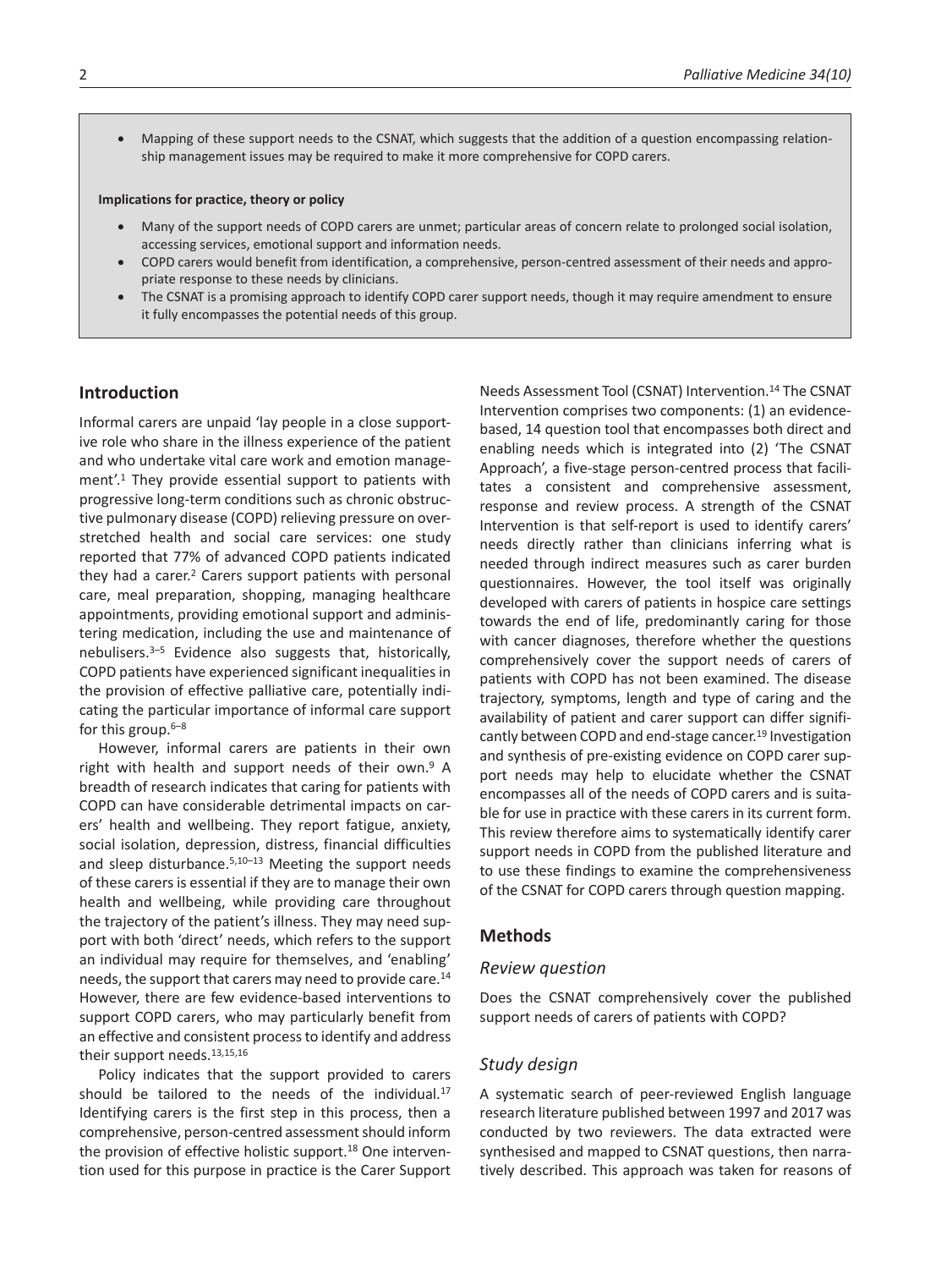- Mapping of these support needs to the CSNAT, which suggests that the addition of a question encompassing relationship management issues may be required to make it more comprehensive for COPD carers.

**Implications for practice, theory or policy**

- Many of the support needs of COPD carers are unmet; particular areas of concern relate to prolonged social isolation, accessing services, emotional support and information needs.
- COPD carers would benefit from identification, a comprehensive, person-centred assessment of their needs and appropriate response to these needs by clinicians.
- The CSNAT is a promising approach to identify COPD carer support needs, though it may require amendment to ensure it fully encompasses the potential needs of this group.

## Introduction

Informal carers are unpaid 'lay people in a close supportive role who share in the illness experience of the patient and who undertake vital care work and emotion management'.[1] They provide essential support to patients with progressive long-term conditions such as chronic obstructive pulmonary disease (COPD) relieving pressure on overstretched health and social care services: one study reported that 77% of advanced COPD patients indicated they had a carer.[2] Carers support patients with personal care, meal preparation, shopping, managing healthcare appointments, providing emotional support and administering medication, including the use and maintenance of nebulisers.[3–5] Evidence also suggests that, historically, COPD patients have experienced significant inequalities in the provision of effective palliative care, potentially indicating the particular importance of informal care support for this group.[6–8]

However, informal carers are patients in their own right with health and support needs of their own.[9] A breadth of research indicates that caring for patients with COPD can have considerable detrimental impacts on carers' health and wellbeing. They report fatigue, anxiety, social isolation, depression, distress, financial difficulties and sleep disturbance.[5,10–13] Meeting the support needs of these carers is essential if they are to manage their own health and wellbeing, while providing care throughout the trajectory of the patient's illness. They may need support with both 'direct' needs, which refers to the support an individual may require for themselves, and 'enabling' needs, the support that carers may need to provide care.[14] However, there are few evidence-based interventions to support COPD carers, who may particularly benefit from an effective and consistent process to identify and address their support needs.[13,15,16]

Policy indicates that the support provided to carers should be tailored to the needs of the individual.[17] Identifying carers is the first step in this process, then a comprehensive, person-centred assessment should inform the provision of effective holistic support.[18] One intervention used for this purpose in practice is the Carer Support Needs Assessment Tool (CSNAT) Intervention.[14] The CSNAT Intervention comprises two components: (1) an evidence-based, 14 question tool that encompasses both direct and enabling needs which is integrated into (2) 'The CSNAT Approach', a five-stage person-centred process that facilitates a consistent and comprehensive assessment, response and review process. A strength of the CSNAT Intervention is that self-report is used to identify carers' needs directly rather than clinicians inferring what is needed through indirect measures such as carer burden questionnaires. However, the tool itself was originally developed with carers of patients in hospice care settings towards the end of life, predominantly caring for those with cancer diagnoses, therefore whether the questions comprehensively cover the support needs of carers of patients with COPD has not been examined. The disease trajectory, symptoms, length and type of caring and the availability of patient and carer support can differ significantly between COPD and end-stage cancer.[19] Investigation and synthesis of pre-existing evidence on COPD carer support needs may help to elucidate whether the CSNAT encompasses all of the needs of COPD carers and is suitable for use in practice with these carers in its current form. This review therefore aims to systematically identify carer support needs in COPD from the published literature and to use these findings to examine the comprehensiveness of the CSNAT for COPD carers through question mapping.

## Methods

### *Review question*

Does the CSNAT comprehensively cover the published support needs of carers of patients with COPD?

### *Study design*

A systematic search of peer-reviewed English language research literature published between 1997 and 2017 was conducted by two reviewers. The data extracted were synthesised and mapped to CSNAT questions, then narratively described. This approach was taken for reasons of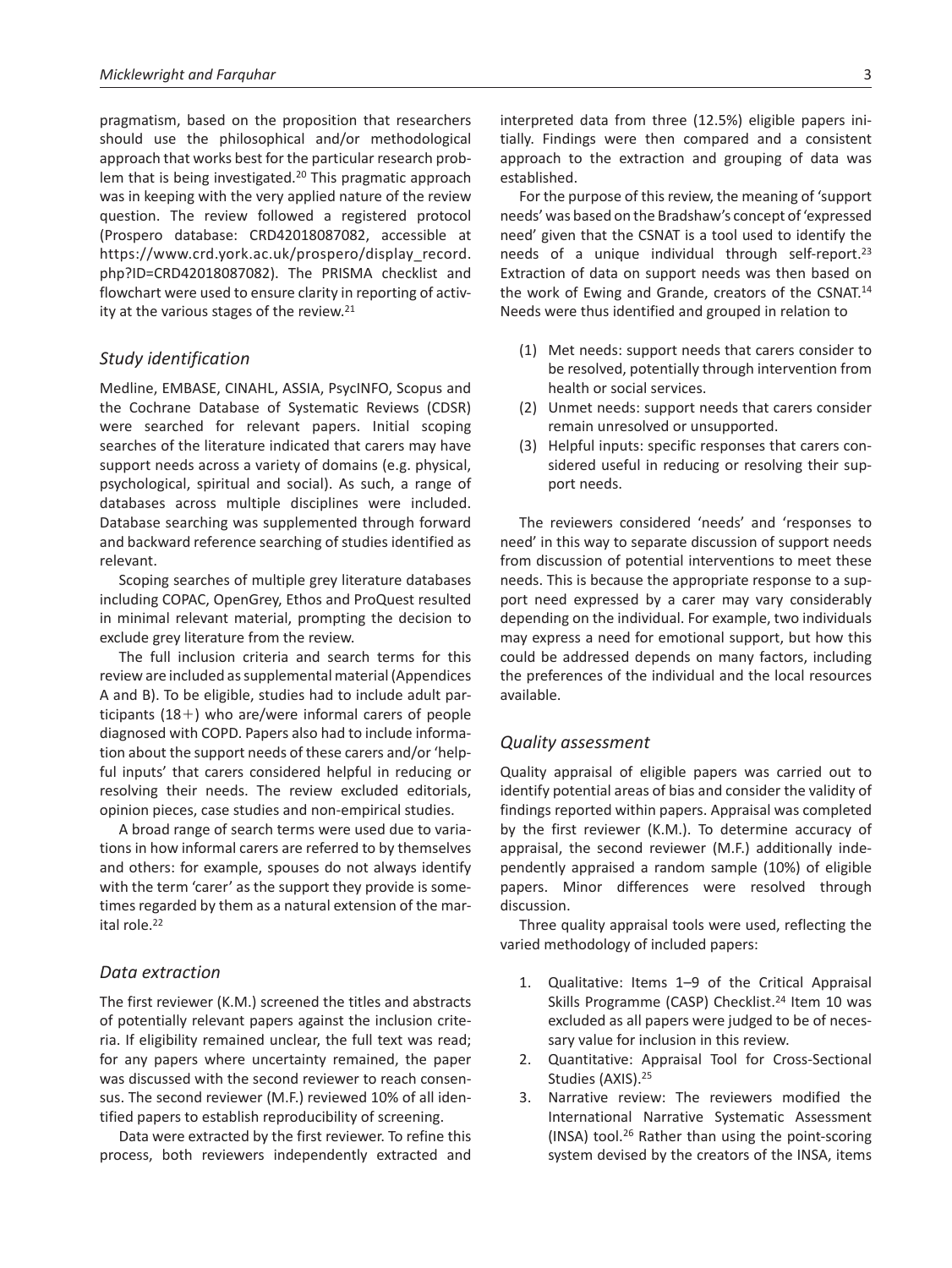pragmatism, based on the proposition that researchers should use the philosophical and/or methodological approach that works best for the particular research problem that is being investigated.[20] This pragmatic approach was in keeping with the very applied nature of the review question. The review followed a registered protocol (Prospero database: CRD42018087082, accessible at https://www.crd.york.ac.uk/prospero/display_record.php?ID=CRD42018087082). The PRISMA checklist and flowchart were used to ensure clarity in reporting of activity at the various stages of the review.[21]

### Study identification

Medline, EMBASE, CINAHL, ASSIA, PsycINFO, Scopus and the Cochrane Database of Systematic Reviews (CDSR) were searched for relevant papers. Initial scoping searches of the literature indicated that carers may have support needs across a variety of domains (e.g. physical, psychological, spiritual and social). As such, a range of databases across multiple disciplines were included. Database searching was supplemented through forward and backward reference searching of studies identified as relevant.

Scoping searches of multiple grey literature databases including COPAC, OpenGrey, Ethos and ProQuest resulted in minimal relevant material, prompting the decision to exclude grey literature from the review.

The full inclusion criteria and search terms for this review are included as supplemental material (Appendices A and B). To be eligible, studies had to include adult participants (18+) who are/were informal carers of people diagnosed with COPD. Papers also had to include information about the support needs of these carers and/or 'helpful inputs' that carers considered helpful in reducing or resolving their needs. The review excluded editorials, opinion pieces, case studies and non-empirical studies.

A broad range of search terms were used due to variations in how informal carers are referred to by themselves and others: for example, spouses do not always identify with the term 'carer' as the support they provide is sometimes regarded by them as a natural extension of the marital role.[22]

### Data extraction

The first reviewer (K.M.) screened the titles and abstracts of potentially relevant papers against the inclusion criteria. If eligibility remained unclear, the full text was read; for any papers where uncertainty remained, the paper was discussed with the second reviewer to reach consensus. The second reviewer (M.F.) reviewed 10% of all identified papers to establish reproducibility of screening.

Data were extracted by the first reviewer. To refine this process, both reviewers independently extracted and interpreted data from three (12.5%) eligible papers initially. Findings were then compared and a consistent approach to the extraction and grouping of data was established.

For the purpose of this review, the meaning of 'support needs' was based on the Bradshaw's concept of 'expressed need' given that the CSNAT is a tool used to identify the needs of a unique individual through self-report.[23] Extraction of data on support needs was then based on the work of Ewing and Grande, creators of the CSNAT.[14] Needs were thus identified and grouped in relation to

(1) Met needs: support needs that carers consider to be resolved, potentially through intervention from health or social services.
(2) Unmet needs: support needs that carers consider remain unresolved or unsupported.
(3) Helpful inputs: specific responses that carers considered useful in reducing or resolving their support needs.

The reviewers considered 'needs' and 'responses to need' in this way to separate discussion of support needs from discussion of potential interventions to meet these needs. This is because the appropriate response to a support need expressed by a carer may vary considerably depending on the individual. For example, two individuals may express a need for emotional support, but how this could be addressed depends on many factors, including the preferences of the individual and the local resources available.

### Quality assessment

Quality appraisal of eligible papers was carried out to identify potential areas of bias and consider the validity of findings reported within papers. Appraisal was completed by the first reviewer (K.M.). To determine accuracy of appraisal, the second reviewer (M.F.) additionally independently appraised a random sample (10%) of eligible papers. Minor differences were resolved through discussion.

Three quality appraisal tools were used, reflecting the varied methodology of included papers:

1. Qualitative: Items 1–9 of the Critical Appraisal Skills Programme (CASP) Checklist.[24] Item 10 was excluded as all papers were judged to be of necessary value for inclusion in this review.
2. Quantitative: Appraisal Tool for Cross-Sectional Studies (AXIS).[25]
3. Narrative review: The reviewers modified the International Narrative Systematic Assessment (INSA) tool.[26] Rather than using the point-scoring system devised by the creators of the INSA, items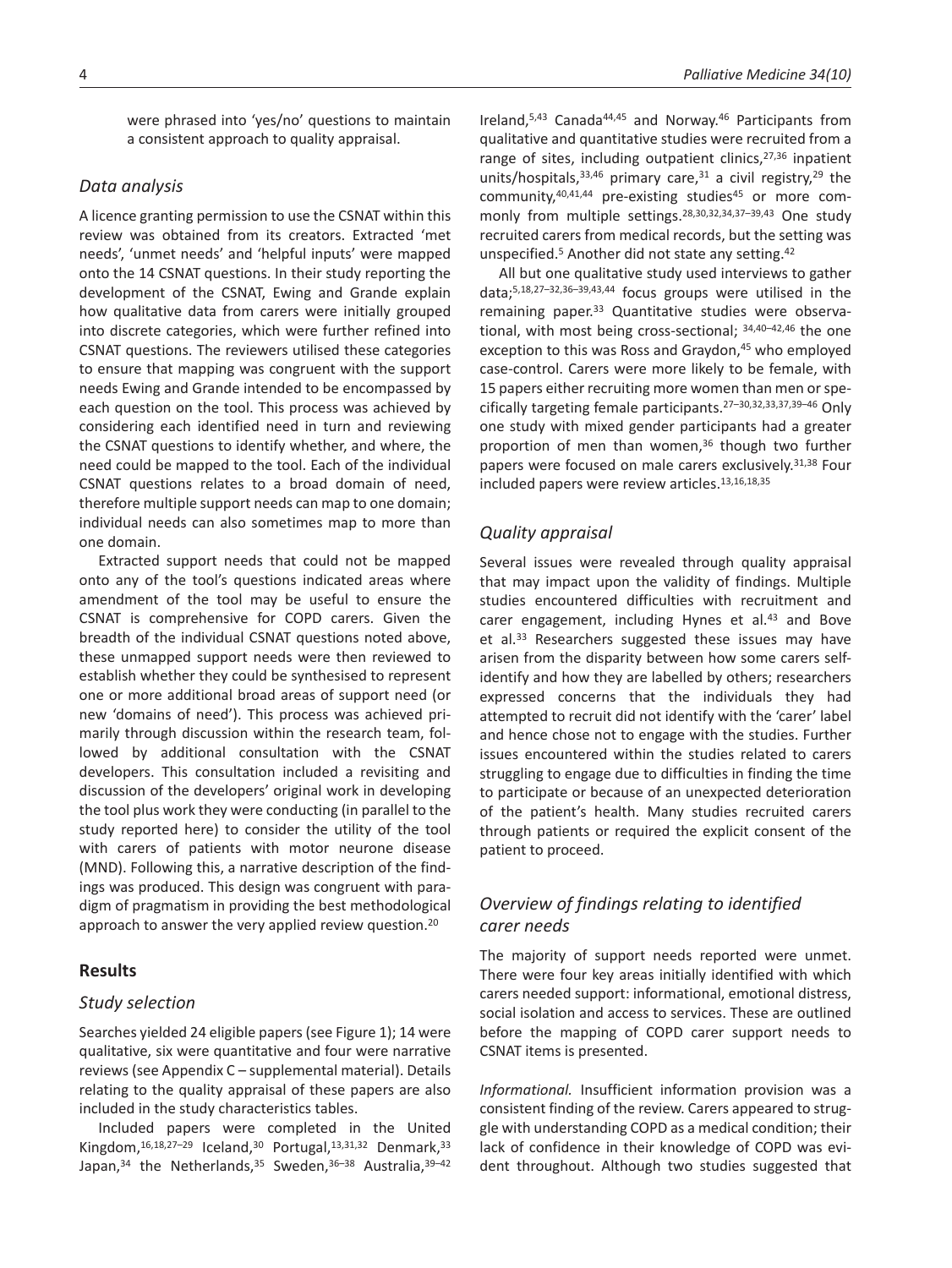were phrased into 'yes/no' questions to maintain a consistent approach to quality appraisal.

### *Data analysis*

A licence granting permission to use the CSNAT within this review was obtained from its creators. Extracted 'met needs', 'unmet needs' and 'helpful inputs' were mapped onto the 14 CSNAT questions. In their study reporting the development of the CSNAT, Ewing and Grande explain how qualitative data from carers were initially grouped into discrete categories, which were further refined into CSNAT questions. The reviewers utilised these categories to ensure that mapping was congruent with the support needs Ewing and Grande intended to be encompassed by each question on the tool. This process was achieved by considering each identified need in turn and reviewing the CSNAT questions to identify whether, and where, the need could be mapped to the tool. Each of the individual CSNAT questions relates to a broad domain of need, therefore multiple support needs can map to one domain; individual needs can also sometimes map to more than one domain.

Extracted support needs that could not be mapped onto any of the tool's questions indicated areas where amendment of the tool may be useful to ensure the CSNAT is comprehensive for COPD carers. Given the breadth of the individual CSNAT questions noted above, these unmapped support needs were then reviewed to establish whether they could be synthesised to represent one or more additional broad areas of support need (or new 'domains of need'). This process was achieved primarily through discussion within the research team, followed by additional consultation with the CSNAT developers. This consultation included a revisiting and discussion of the developers' original work in developing the tool plus work they were conducting (in parallel to the study reported here) to consider the utility of the tool with carers of patients with motor neurone disease (MND). Following this, a narrative description of the findings was produced. This design was congruent with paradigm of pragmatism in providing the best methodological approach to answer the very applied review question.[20]

## Results

### *Study selection*

Searches yielded 24 eligible papers (see Figure 1); 14 were qualitative, six were quantitative and four were narrative reviews (see Appendix C – supplemental material). Details relating to the quality appraisal of these papers are also included in the study characteristics tables.

Included papers were completed in the United Kingdom,[16,18,27–29] Iceland,[30] Portugal,[13,31,32] Denmark,[33] Japan,[34] the Netherlands,[35] Sweden,[36–38] Australia,[39–42] Ireland,[5,43] Canada[44,45] and Norway.[46] Participants from qualitative and quantitative studies were recruited from a range of sites, including outpatient clinics,[27,36] inpatient units/hospitals,[33,46] primary care,[31] a civil registry,[29] the community,[40,41,44] pre-existing studies[45] or more commonly from multiple settings.[28,30,32,34,37–39,43] One study recruited carers from medical records, but the setting was unspecified.[5] Another did not state any setting.[42]

All but one qualitative study used interviews to gather data;[5,18,27–32,36–39,43,44] focus groups were utilised in the remaining paper.[33] Quantitative studies were observational, with most being cross-sectional; [34,40–42,46] the one exception to this was Ross and Graydon,[45] who employed case-control. Carers were more likely to be female, with 15 papers either recruiting more women than men or specifically targeting female participants.[27–30,32,33,37,39–46] Only one study with mixed gender participants had a greater proportion of men than women,[36] though two further papers were focused on male carers exclusively.[31,38] Four included papers were review articles.[13,16,18,35]

### *Quality appraisal*

Several issues were revealed through quality appraisal that may impact upon the validity of findings. Multiple studies encountered difficulties with recruitment and carer engagement, including Hynes et al.[43] and Bove et al.[33] Researchers suggested these issues may have arisen from the disparity between how some carers self-identify and how they are labelled by others; researchers expressed concerns that the individuals they had attempted to recruit did not identify with the 'carer' label and hence chose not to engage with the studies. Further issues encountered within the studies related to carers struggling to engage due to difficulties in finding the time to participate or because of an unexpected deterioration of the patient's health. Many studies recruited carers through patients or required the explicit consent of the patient to proceed.

### *Overview of findings relating to identified carer needs*

The majority of support needs reported were unmet. There were four key areas initially identified with which carers needed support: informational, emotional distress, social isolation and access to services. These are outlined before the mapping of COPD carer support needs to CSNAT items is presented.

*Informational.* Insufficient information provision was a consistent finding of the review. Carers appeared to struggle with understanding COPD as a medical condition; their lack of confidence in their knowledge of COPD was evident throughout. Although two studies suggested that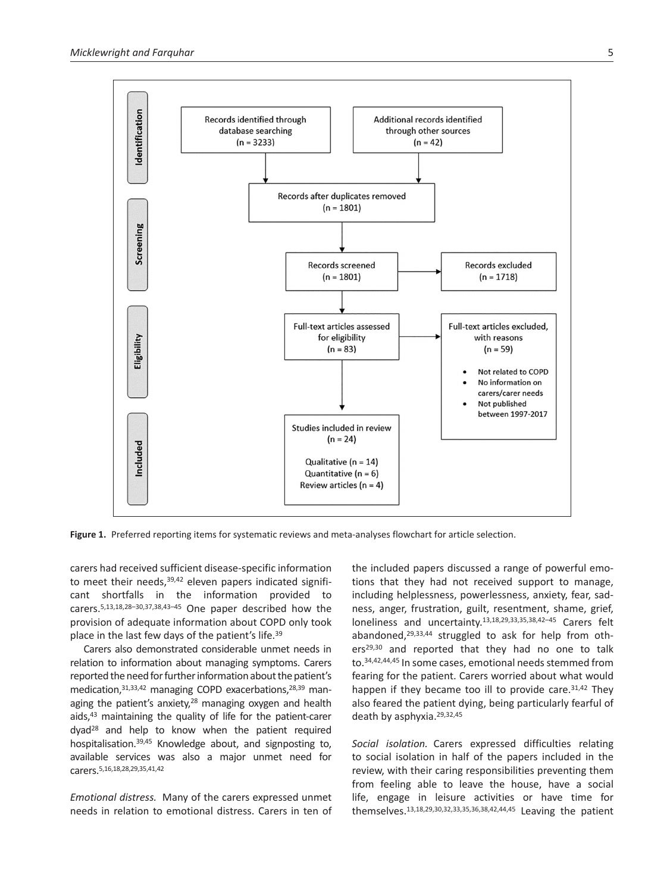Identification

Records identified through database searching (n = 3233)

Additional records identified through other sources (n = 42)

Records after duplicates removed (n = 1801)

Screening

Records screened (n = 1801)

Records excluded (n = 1718)

Eligibility

Full-text articles assessed for eligibility (n = 83)

Full-text articles excluded, with reasons (n = 59)

- Not related to COPD
- No information on carers/carer needs
- Not published between 1997-2017

Included

Studies included in review (n = 24)

Qualitative (n = 14)
Quantitative (n = 6)
Review articles (n = 4)

**Figure 1.** Preferred reporting items for systematic reviews and meta-analyses flowchart for article selection.

carers had received sufficient disease-specific information to meet their needs,[39,42] eleven papers indicated significant shortfalls in the information provided to carers.[5,13,18,28–30,37,38,43–45] One paper described how the provision of adequate information about COPD only took place in the last few days of the patient's life.[39]

Carers also demonstrated considerable unmet needs in relation to information about managing symptoms. Carers reported the need for further information about the patient's medication,[31,33,42] managing COPD exacerbations,[28,39] managing the patient's anxiety,[28] managing oxygen and health aids,[43] maintaining the quality of life for the patient-carer dyad[28] and help to know when the patient required hospitalisation.[39,45] Knowledge about, and signposting to, available services was also a major unmet need for carers.[5,16,18,28,29,35,41,42]

*Emotional distress.* Many of the carers expressed unmet needs in relation to emotional distress. Carers in ten of the included papers discussed a range of powerful emotions that they had not received support to manage, including helplessness, powerlessness, anxiety, fear, sadness, anger, frustration, guilt, resentment, shame, grief, loneliness and uncertainty.[13,18,29,33,35,38,42–45] Carers felt abandoned,[29,33,44] struggled to ask for help from others[29,30] and reported that they had no one to talk to.[34,42,44,45] In some cases, emotional needs stemmed from fearing for the patient. Carers worried about what would happen if they became too ill to provide care.[31,42] They also feared the patient dying, being particularly fearful of death by asphyxia.[29,32,45]

*Social isolation.* Carers expressed difficulties relating to social isolation in half of the papers included in the review, with their caring responsibilities preventing them from feeling able to leave the house, have a social life, engage in leisure activities or have time for themselves.[13,18,29,30,32,33,35,36,38,42,44,45] Leaving the patient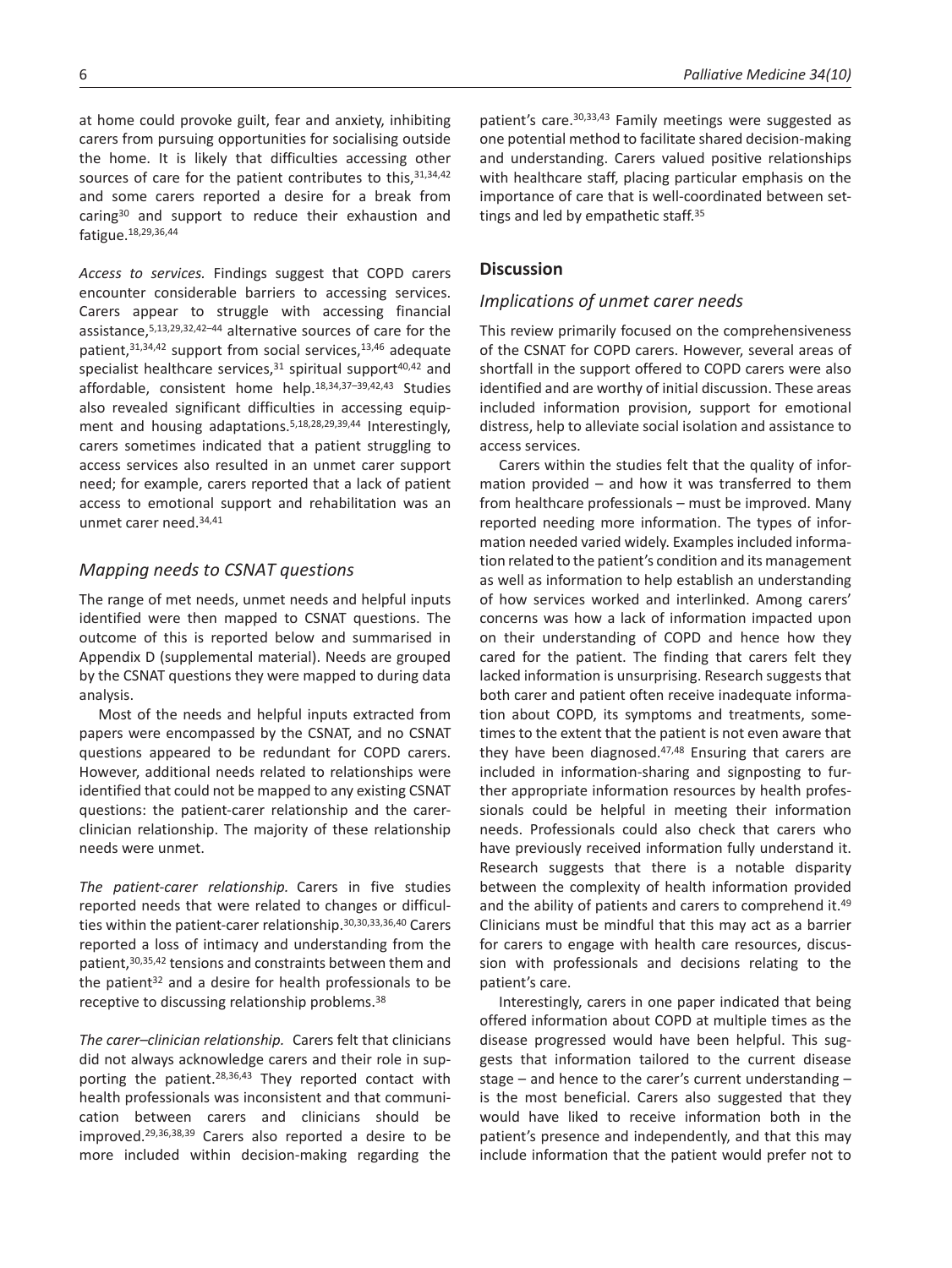at home could provoke guilt, fear and anxiety, inhibiting carers from pursuing opportunities for socialising outside the home. It is likely that difficulties accessing other sources of care for the patient contributes to this,[31,34,42] and some carers reported a desire for a break from caring[30] and support to reduce their exhaustion and fatigue.[18,29,36,44]

*Access to services.* Findings suggest that COPD carers encounter considerable barriers to accessing services. Carers appear to struggle with accessing financial assistance,[5,13,29,32,42–44] alternative sources of care for the patient,[31,34,42] support from social services,[13,46] adequate specialist healthcare services,[31] spiritual support[40,42] and affordable, consistent home help.[18,34,37–39,42,43] Studies also revealed significant difficulties in accessing equipment and housing adaptations.[5,18,28,29,39,44] Interestingly, carers sometimes indicated that a patient struggling to access services also resulted in an unmet carer support need; for example, carers reported that a lack of patient access to emotional support and rehabilitation was an unmet carer need.[34,41]

### Mapping needs to CSNAT questions

The range of met needs, unmet needs and helpful inputs identified were then mapped to CSNAT questions. The outcome of this is reported below and summarised in Appendix D (supplemental material). Needs are grouped by the CSNAT questions they were mapped to during data analysis.

Most of the needs and helpful inputs extracted from papers were encompassed by the CSNAT, and no CSNAT questions appeared to be redundant for COPD carers. However, additional needs related to relationships were identified that could not be mapped to any existing CSNAT questions: the patient-carer relationship and the carer-clinician relationship. The majority of these relationship needs were unmet.

*The patient-carer relationship.* Carers in five studies reported needs that were related to changes or difficulties within the patient-carer relationship.[30,30,33,36,40] Carers reported a loss of intimacy and understanding from the patient,[30,35,42] tensions and constraints between them and the patient[32] and a desire for health professionals to be receptive to discussing relationship problems.[38]

*The carer–clinician relationship.* Carers felt that clinicians did not always acknowledge carers and their role in supporting the patient.[28,36,43] They reported contact with health professionals was inconsistent and that communication between carers and clinicians should be improved.[29,36,38,39] Carers also reported a desire to be more included within decision-making regarding the patient's care.[30,33,43] Family meetings were suggested as one potential method to facilitate shared decision-making and understanding. Carers valued positive relationships with healthcare staff, placing particular emphasis on the importance of care that is well-coordinated between settings and led by empathetic staff.[35]

## Discussion

### Implications of unmet carer needs

This review primarily focused on the comprehensiveness of the CSNAT for COPD carers. However, several areas of shortfall in the support offered to COPD carers were also identified and are worthy of initial discussion. These areas included information provision, support for emotional distress, help to alleviate social isolation and assistance to access services.

Carers within the studies felt that the quality of information provided – and how it was transferred to them from healthcare professionals – must be improved. Many reported needing more information. The types of information needed varied widely. Examples included information related to the patient's condition and its management as well as information to help establish an understanding of how services worked and interlinked. Among carers' concerns was how a lack of information impacted upon on their understanding of COPD and hence how they cared for the patient. The finding that carers felt they lacked information is unsurprising. Research suggests that both carer and patient often receive inadequate information about COPD, its symptoms and treatments, sometimes to the extent that the patient is not even aware that they have been diagnosed.[47,48] Ensuring that carers are included in information-sharing and signposting to further appropriate information resources by health professionals could be helpful in meeting their information needs. Professionals could also check that carers who have previously received information fully understand it. Research suggests that there is a notable disparity between the complexity of health information provided and the ability of patients and carers to comprehend it.[49] Clinicians must be mindful that this may act as a barrier for carers to engage with health care resources, discussion with professionals and decisions relating to the patient's care.

Interestingly, carers in one paper indicated that being offered information about COPD at multiple times as the disease progressed would have been helpful. This suggests that information tailored to the current disease stage – and hence to the carer's current understanding – is the most beneficial. Carers also suggested that they would have liked to receive information both in the patient's presence and independently, and that this may include information that the patient would prefer not to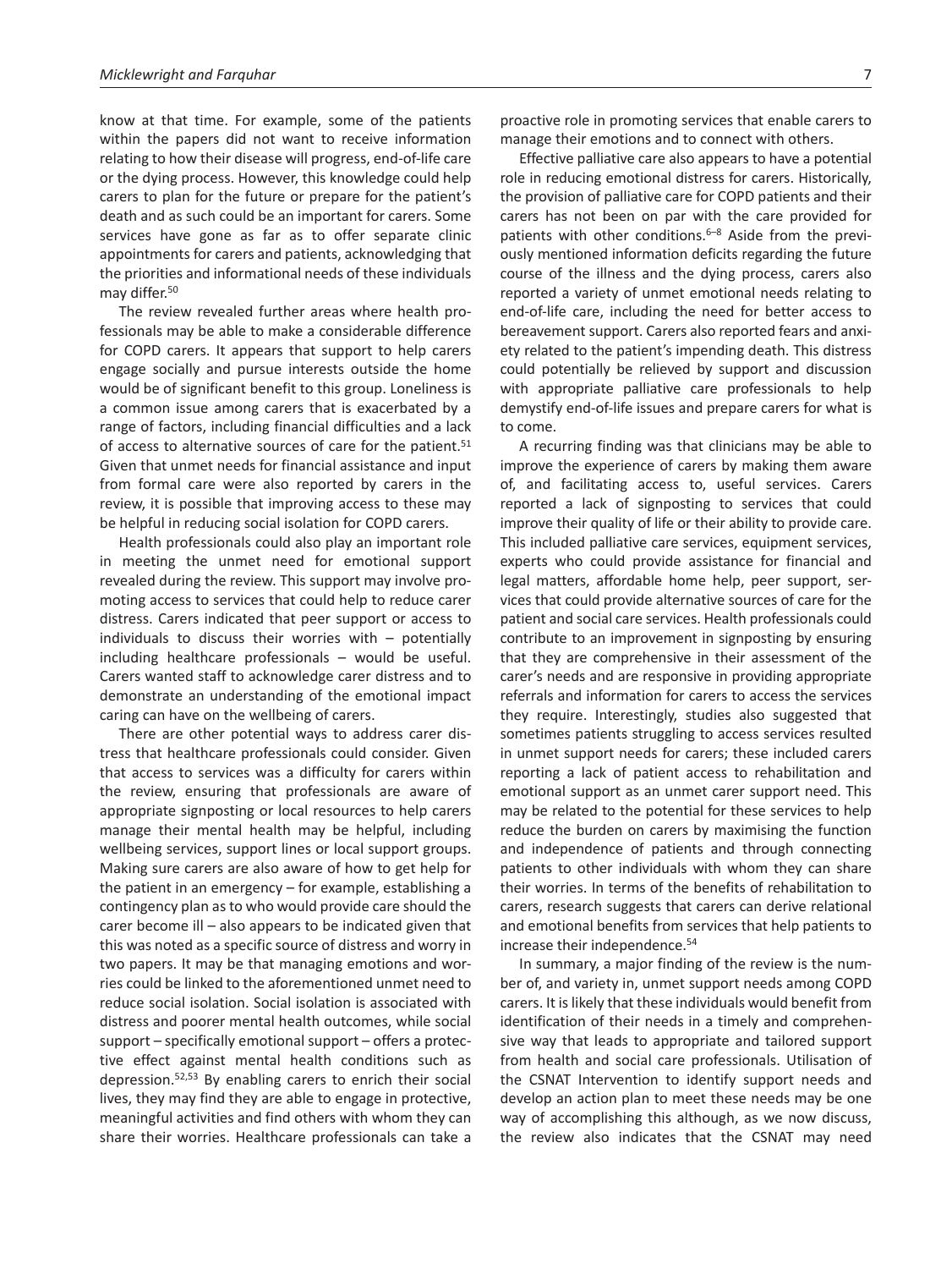know at that time. For example, some of the patients within the papers did not want to receive information relating to how their disease will progress, end-of-life care or the dying process. However, this knowledge could help carers to plan for the future or prepare for the patient's death and as such could be an important for carers. Some services have gone as far as to offer separate clinic appointments for carers and patients, acknowledging that the priorities and informational needs of these individuals may differ.[50]

The review revealed further areas where health professionals may be able to make a considerable difference for COPD carers. It appears that support to help carers engage socially and pursue interests outside the home would be of significant benefit to this group. Loneliness is a common issue among carers that is exacerbated by a range of factors, including financial difficulties and a lack of access to alternative sources of care for the patient.[51] Given that unmet needs for financial assistance and input from formal care were also reported by carers in the review, it is possible that improving access to these may be helpful in reducing social isolation for COPD carers.

Health professionals could also play an important role in meeting the unmet need for emotional support revealed during the review. This support may involve promoting access to services that could help to reduce carer distress. Carers indicated that peer support or access to individuals to discuss their worries with – potentially including healthcare professionals – would be useful. Carers wanted staff to acknowledge carer distress and to demonstrate an understanding of the emotional impact caring can have on the wellbeing of carers.

There are other potential ways to address carer distress that healthcare professionals could consider. Given that access to services was a difficulty for carers within the review, ensuring that professionals are aware of appropriate signposting or local resources to help carers manage their mental health may be helpful, including wellbeing services, support lines or local support groups. Making sure carers are also aware of how to get help for the patient in an emergency – for example, establishing a contingency plan as to who would provide care should the carer become ill – also appears to be indicated given that this was noted as a specific source of distress and worry in two papers. It may be that managing emotions and worries could be linked to the aforementioned unmet need to reduce social isolation. Social isolation is associated with distress and poorer mental health outcomes, while social support – specifically emotional support – offers a protective effect against mental health conditions such as depression.[52,53] By enabling carers to enrich their social lives, they may find they are able to engage in protective, meaningful activities and find others with whom they can share their worries. Healthcare professionals can take a proactive role in promoting services that enable carers to manage their emotions and to connect with others.

Effective palliative care also appears to have a potential role in reducing emotional distress for carers. Historically, the provision of palliative care for COPD patients and their carers has not been on par with the care provided for patients with other conditions.[6–8] Aside from the previously mentioned information deficits regarding the future course of the illness and the dying process, carers also reported a variety of unmet emotional needs relating to end-of-life care, including the need for better access to bereavement support. Carers also reported fears and anxiety related to the patient's impending death. This distress could potentially be relieved by support and discussion with appropriate palliative care professionals to help demystify end-of-life issues and prepare carers for what is to come.

A recurring finding was that clinicians may be able to improve the experience of carers by making them aware of, and facilitating access to, useful services. Carers reported a lack of signposting to services that could improve their quality of life or their ability to provide care. This included palliative care services, equipment services, experts who could provide assistance for financial and legal matters, affordable home help, peer support, services that could provide alternative sources of care for the patient and social care services. Health professionals could contribute to an improvement in signposting by ensuring that they are comprehensive in their assessment of the carer's needs and are responsive in providing appropriate referrals and information for carers to access the services they require. Interestingly, studies also suggested that sometimes patients struggling to access services resulted in unmet support needs for carers; these included carers reporting a lack of patient access to rehabilitation and emotional support as an unmet carer support need. This may be related to the potential for these services to help reduce the burden on carers by maximising the function and independence of patients and through connecting patients to other individuals with whom they can share their worries. In terms of the benefits of rehabilitation to carers, research suggests that carers can derive relational and emotional benefits from services that help patients to increase their independence.[54]

In summary, a major finding of the review is the number of, and variety in, unmet support needs among COPD carers. It is likely that these individuals would benefit from identification of their needs in a timely and comprehensive way that leads to appropriate and tailored support from health and social care professionals. Utilisation of the CSNAT Intervention to identify support needs and develop an action plan to meet these needs may be one way of accomplishing this although, as we now discuss, the review also indicates that the CSNAT may need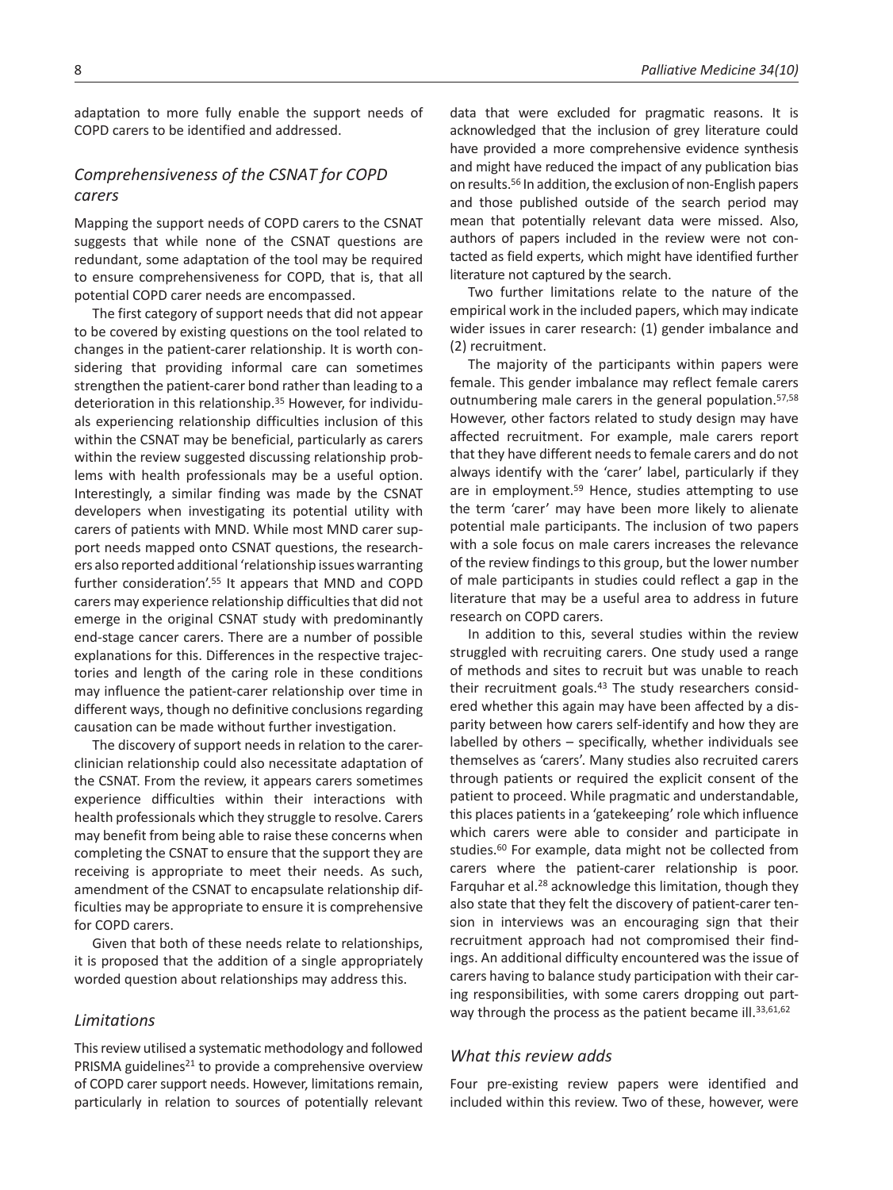adaptation to more fully enable the support needs of COPD carers to be identified and addressed.

## *Comprehensiveness of the CSNAT for COPD carers*

Mapping the support needs of COPD carers to the CSNAT suggests that while none of the CSNAT questions are redundant, some adaptation of the tool may be required to ensure comprehensiveness for COPD, that is, that all potential COPD carer needs are encompassed.

The first category of support needs that did not appear to be covered by existing questions on the tool related to changes in the patient-carer relationship. It is worth considering that providing informal care can sometimes strengthen the patient-carer bond rather than leading to a deterioration in this relationship.[35] However, for individuals experiencing relationship difficulties inclusion of this within the CSNAT may be beneficial, particularly as carers within the review suggested discussing relationship problems with health professionals may be a useful option. Interestingly, a similar finding was made by the CSNAT developers when investigating its potential utility with carers of patients with MND. While most MND carer support needs mapped onto CSNAT questions, the researchers also reported additional 'relationship issues warranting further consideration'.[55] It appears that MND and COPD carers may experience relationship difficulties that did not emerge in the original CSNAT study with predominantly end-stage cancer carers. There are a number of possible explanations for this. Differences in the respective trajectories and length of the caring role in these conditions may influence the patient-carer relationship over time in different ways, though no definitive conclusions regarding causation can be made without further investigation.

The discovery of support needs in relation to the carer-clinician relationship could also necessitate adaptation of the CSNAT. From the review, it appears carers sometimes experience difficulties within their interactions with health professionals which they struggle to resolve. Carers may benefit from being able to raise these concerns when completing the CSNAT to ensure that the support they are receiving is appropriate to meet their needs. As such, amendment of the CSNAT to encapsulate relationship difficulties may be appropriate to ensure it is comprehensive for COPD carers.

Given that both of these needs relate to relationships, it is proposed that the addition of a single appropriately worded question about relationships may address this.

## *Limitations*

This review utilised a systematic methodology and followed PRISMA guidelines[21] to provide a comprehensive overview of COPD carer support needs. However, limitations remain, particularly in relation to sources of potentially relevant data that were excluded for pragmatic reasons. It is acknowledged that the inclusion of grey literature could have provided a more comprehensive evidence synthesis and might have reduced the impact of any publication bias on results.[56] In addition, the exclusion of non-English papers and those published outside of the search period may mean that potentially relevant data were missed. Also, authors of papers included in the review were not contacted as field experts, which might have identified further literature not captured by the search.

Two further limitations relate to the nature of the empirical work in the included papers, which may indicate wider issues in carer research: (1) gender imbalance and (2) recruitment.

The majority of the participants within papers were female. This gender imbalance may reflect female carers outnumbering male carers in the general population.[57,58] However, other factors related to study design may have affected recruitment. For example, male carers report that they have different needs to female carers and do not always identify with the 'carer' label, particularly if they are in employment.[59] Hence, studies attempting to use the term 'carer' may have been more likely to alienate potential male participants. The inclusion of two papers with a sole focus on male carers increases the relevance of the review findings to this group, but the lower number of male participants in studies could reflect a gap in the literature that may be a useful area to address in future research on COPD carers.

In addition to this, several studies within the review struggled with recruiting carers. One study used a range of methods and sites to recruit but was unable to reach their recruitment goals.[43] The study researchers considered whether this again may have been affected by a disparity between how carers self-identify and how they are labelled by others – specifically, whether individuals see themselves as 'carers'. Many studies also recruited carers through patients or required the explicit consent of the patient to proceed. While pragmatic and understandable, this places patients in a 'gatekeeping' role which influence which carers were able to consider and participate in studies.[60] For example, data might not be collected from carers where the patient-carer relationship is poor. Farquhar et al.[28] acknowledge this limitation, though they also state that they felt the discovery of patient-carer tension in interviews was an encouraging sign that their recruitment approach had not compromised their findings. An additional difficulty encountered was the issue of carers having to balance study participation with their caring responsibilities, with some carers dropping out part-way through the process as the patient became ill.[33,61,62]

## *What this review adds*

Four pre-existing review papers were identified and included within this review. Two of these, however, were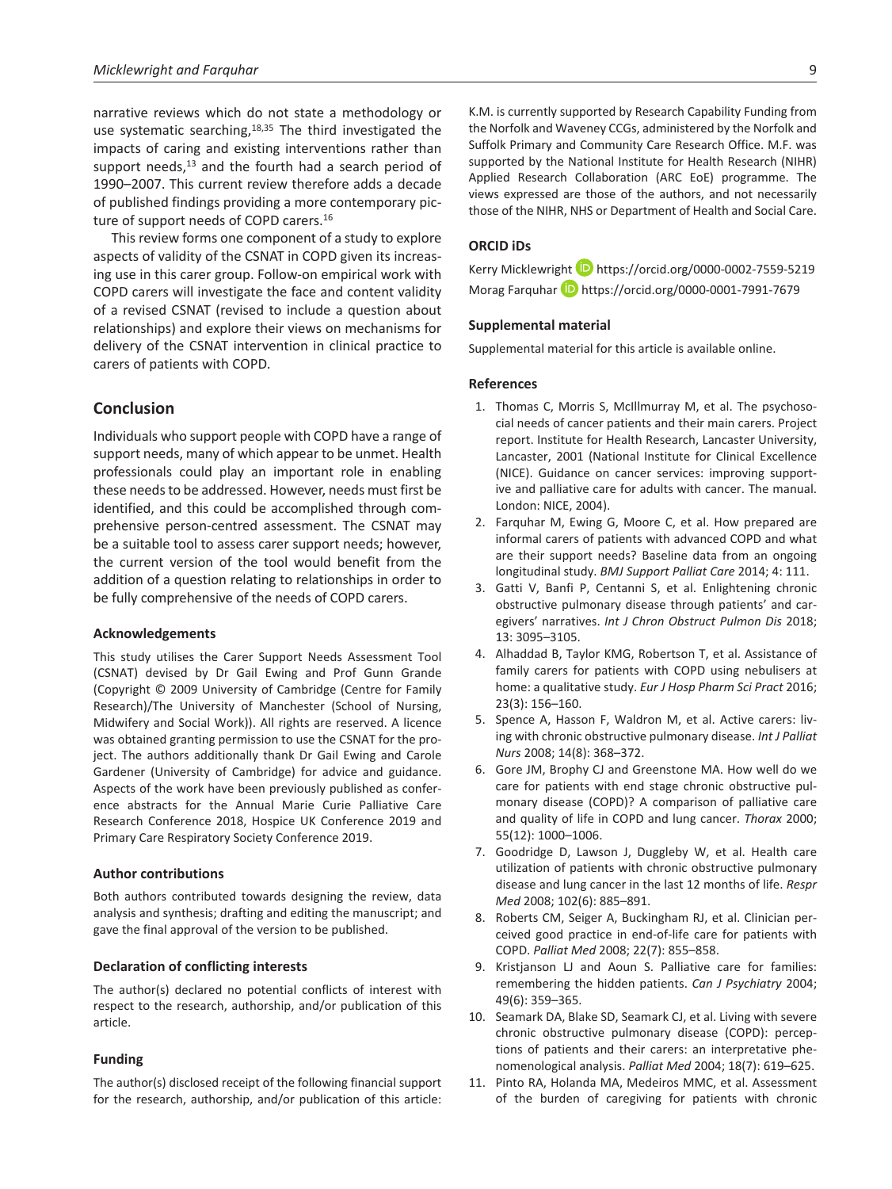narrative reviews which do not state a methodology or use systematic searching,[18,35] The third investigated the impacts of caring and existing interventions rather than support needs,[13] and the fourth had a search period of 1990–2007. This current review therefore adds a decade of published findings providing a more contemporary picture of support needs of COPD carers.[16]

This review forms one component of a study to explore aspects of validity of the CSNAT in COPD given its increasing use in this carer group. Follow-on empirical work with COPD carers will investigate the face and content validity of a revised CSNAT (revised to include a question about relationships) and explore their views on mechanisms for delivery of the CSNAT intervention in clinical practice to carers of patients with COPD.

## Conclusion

Individuals who support people with COPD have a range of support needs, many of which appear to be unmet. Health professionals could play an important role in enabling these needs to be addressed. However, needs must first be identified, and this could be accomplished through comprehensive person-centred assessment. The CSNAT may be a suitable tool to assess carer support needs; however, the current version of the tool would benefit from the addition of a question relating to relationships in order to be fully comprehensive of the needs of COPD carers.

#### Acknowledgements

This study utilises the Carer Support Needs Assessment Tool (CSNAT) devised by Dr Gail Ewing and Prof Gunn Grande (Copyright © 2009 University of Cambridge (Centre for Family Research)/The University of Manchester (School of Nursing, Midwifery and Social Work)). All rights are reserved. A licence was obtained granting permission to use the CSNAT for the project. The authors additionally thank Dr Gail Ewing and Carole Gardener (University of Cambridge) for advice and guidance. Aspects of the work have been previously published as conference abstracts for the Annual Marie Curie Palliative Care Research Conference 2018, Hospice UK Conference 2019 and Primary Care Respiratory Society Conference 2019.

#### Author contributions

Both authors contributed towards designing the review, data analysis and synthesis; drafting and editing the manuscript; and gave the final approval of the version to be published.

#### Declaration of conflicting interests

The author(s) declared no potential conflicts of interest with respect to the research, authorship, and/or publication of this article.

#### Funding

The author(s) disclosed receipt of the following financial support for the research, authorship, and/or publication of this article: K.M. is currently supported by Research Capability Funding from the Norfolk and Waveney CCGs, administered by the Norfolk and Suffolk Primary and Community Care Research Office. M.F. was supported by the National Institute for Health Research (NIHR) Applied Research Collaboration (ARC EoE) programme. The views expressed are those of the authors, and not necessarily those of the NIHR, NHS or Department of Health and Social Care.

#### ORCID iDs

Kerry Micklewright https://orcid.org/0000-0002-7559-5219
Morag Farquhar https://orcid.org/0000-0001-7991-7679

#### Supplemental material

Supplemental material for this article is available online.

#### References

1. Thomas C, Morris S, McIllmurray M, et al. The psychosocial needs of cancer patients and their main carers. Project report. Institute for Health Research, Lancaster University, Lancaster, 2001 (National Institute for Clinical Excellence (NICE). Guidance on cancer services: improving supportive and palliative care for adults with cancer. The manual. London: NICE, 2004).
2. Farquhar M, Ewing G, Moore C, et al. How prepared are informal carers of patients with advanced COPD and what are their support needs? Baseline data from an ongoing longitudinal study. *BMJ Support Palliat Care* 2014; 4: 111.
3. Gatti V, Banfi P, Centanni S, et al. Enlightening chronic obstructive pulmonary disease through patients' and caregivers' narratives. *Int J Chron Obstruct Pulmon Dis* 2018; 13: 3095–3105.
4. Alhaddad B, Taylor KMG, Robertson T, et al. Assistance of family carers for patients with COPD using nebulisers at home: a qualitative study. *Eur J Hosp Pharm Sci Pract* 2016; 23(3): 156–160.
5. Spence A, Hasson F, Waldron M, et al. Active carers: living with chronic obstructive pulmonary disease. *Int J Palliat Nurs* 2008; 14(8): 368–372.
6. Gore JM, Brophy CJ and Greenstone MA. How well do we care for patients with end stage chronic obstructive pulmonary disease (COPD)? A comparison of palliative care and quality of life in COPD and lung cancer. *Thorax* 2000; 55(12): 1000–1006.
7. Goodridge D, Lawson J, Duggleby W, et al. Health care utilization of patients with chronic obstructive pulmonary disease and lung cancer in the last 12 months of life. *Respr Med* 2008; 102(6): 885–891.
8. Roberts CM, Seiger A, Buckingham RJ, et al. Clinician perceived good practice in end-of-life care for patients with COPD. *Palliat Med* 2008; 22(7): 855–858.
9. Kristjanson LJ and Aoun S. Palliative care for families: remembering the hidden patients. *Can J Psychiatry* 2004; 49(6): 359–365.
10. Seamark DA, Blake SD, Seamark CJ, et al. Living with severe chronic obstructive pulmonary disease (COPD): perceptions of patients and their carers: an interpretative phenomenological analysis. *Palliat Med* 2004; 18(7): 619–625.
11. Pinto RA, Holanda MA, Medeiros MMC, et al. Assessment of the burden of caregiving for patients with chronic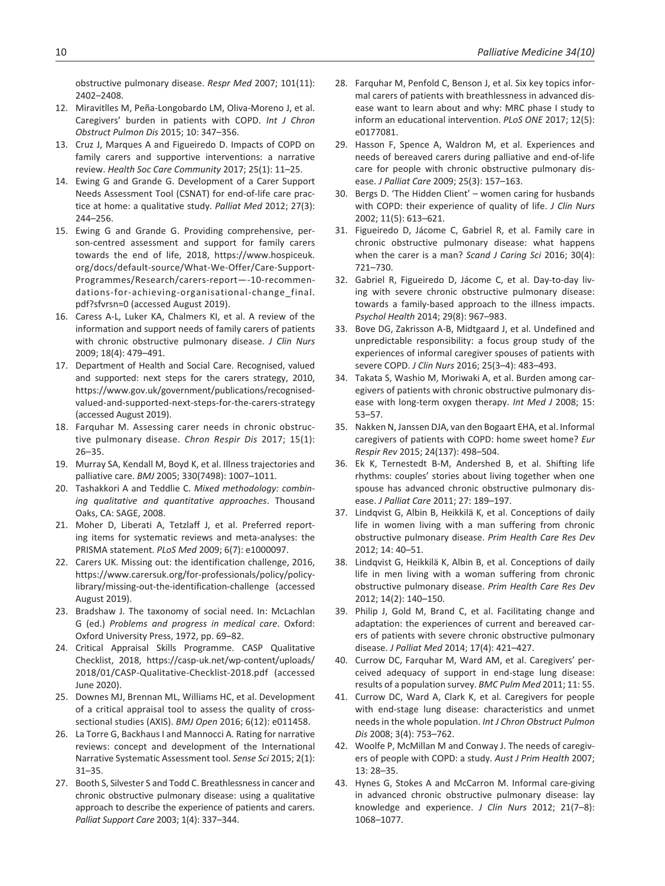obstructive pulmonary disease. *Respr Med* 2007; 101(11): 2402–2408.

12. Miravitlles M, Peña-Longobardo LM, Oliva-Moreno J, et al. Caregivers' burden in patients with COPD. *Int J Chron Obstruct Pulmon Dis* 2015; 10: 347–356.
13. Cruz J, Marques A and Figueiredo D. Impacts of COPD on family carers and supportive interventions: a narrative review. *Health Soc Care Community* 2017; 25(1): 11–25.
14. Ewing G and Grande G. Development of a Carer Support Needs Assessment Tool (CSNAT) for end-of-life care practice at home: a qualitative study. *Palliat Med* 2012; 27(3): 244–256.
15. Ewing G and Grande G. Providing comprehensive, person-centred assessment and support for family carers towards the end of life, 2018, https://www.hospiceuk.org/docs/default-source/What-We-Offer/Care-Support-Programmes/Research/carers-report—-10-recommendations-for-achieving-organisational-change_final.pdf?sfvrsn=0 (accessed August 2019).
16. Caress A-L, Luker KA, Chalmers KI, et al. A review of the information and support needs of family carers of patients with chronic obstructive pulmonary disease. *J Clin Nurs* 2009; 18(4): 479–491.
17. Department of Health and Social Care. Recognised, valued and supported: next steps for the carers strategy, 2010, https://www.gov.uk/government/publications/recognised-valued-and-supported-next-steps-for-the-carers-strategy (accessed August 2019).
18. Farquhar M. Assessing carer needs in chronic obstructive pulmonary disease. *Chron Respir Dis* 2017; 15(1): 26–35.
19. Murray SA, Kendall M, Boyd K, et al. Illness trajectories and palliative care. *BMJ* 2005; 330(7498): 1007–1011.
20. Tashakkori A and Teddlie C. *Mixed methodology: combining qualitative and quantitative approaches*. Thousand Oaks, CA: SAGE, 2008.
21. Moher D, Liberati A, Tetzlaff J, et al. Preferred reporting items for systematic reviews and meta-analyses: the PRISMA statement. *PLoS Med* 2009; 6(7): e1000097.
22. Carers UK. Missing out: the identification challenge, 2016, https://www.carersuk.org/for-professionals/policy/policy-library/missing-out-the-identification-challenge (accessed August 2019).
23. Bradshaw J. The taxonomy of social need. In: McLachlan G (ed.) *Problems and progress in medical care*. Oxford: Oxford University Press, 1972, pp. 69–82.
24. Critical Appraisal Skills Programme. CASP Qualitative Checklist, 2018, https://casp-uk.net/wp-content/uploads/2018/01/CASP-Qualitative-Checklist-2018.pdf (accessed June 2020).
25. Downes MJ, Brennan ML, Williams HC, et al. Development of a critical appraisal tool to assess the quality of cross-sectional studies (AXIS). *BMJ Open* 2016; 6(12): e011458.
26. La Torre G, Backhaus I and Mannocci A. Rating for narrative reviews: concept and development of the International Narrative Systematic Assessment tool. *Sense Sci* 2015; 2(1): 31–35.
27. Booth S, Silvester S and Todd C. Breathlessness in cancer and chronic obstructive pulmonary disease: using a qualitative approach to describe the experience of patients and carers. *Palliat Support Care* 2003; 1(4): 337–344.
28. Farquhar M, Penfold C, Benson J, et al. Six key topics informal carers of patients with breathlessness in advanced disease want to learn about and why: MRC phase I study to inform an educational intervention. *PLoS ONE* 2017; 12(5): e0177081.
29. Hasson F, Spence A, Waldron M, et al. Experiences and needs of bereaved carers during palliative and end-of-life care for people with chronic obstructive pulmonary disease. *J Palliat Care* 2009; 25(3): 157–163.
30. Bergs D. 'The Hidden Client' – women caring for husbands with COPD: their experience of quality of life. *J Clin Nurs* 2002; 11(5): 613–621.
31. Figueiredo D, Jácome C, Gabriel R, et al. Family care in chronic obstructive pulmonary disease: what happens when the carer is a man? *Scand J Caring Sci* 2016; 30(4): 721–730.
32. Gabriel R, Figueiredo D, Jácome C, et al. Day-to-day living with severe chronic obstructive pulmonary disease: towards a family-based approach to the illness impacts. *Psychol Health* 2014; 29(8): 967–983.
33. Bove DG, Zakrisson A-B, Midtgaard J, et al. Undefined and unpredictable responsibility: a focus group study of the experiences of informal caregiver spouses of patients with severe COPD. *J Clin Nurs* 2016; 25(3–4): 483–493.
34. Takata S, Washio M, Moriwaki A, et al. Burden among caregivers of patients with chronic obstructive pulmonary disease with long-term oxygen therapy. *Int Med J* 2008; 15: 53–57.
35. Nakken N, Janssen DJA, van den Bogaart EHA, et al. Informal caregivers of patients with COPD: home sweet home? *Eur Respir Rev* 2015; 24(137): 498–504.
36. Ek K, Ternestedt B-M, Andershed B, et al. Shifting life rhythms: couples' stories about living together when one spouse has advanced chronic obstructive pulmonary disease. *J Palliat Care* 2011; 27: 189–197.
37. Lindqvist G, Albin B, Heikkilä K, et al. Conceptions of daily life in women living with a man suffering from chronic obstructive pulmonary disease. *Prim Health Care Res Dev* 2012; 14: 40–51.
38. Lindqvist G, Heikkilä K, Albin B, et al. Conceptions of daily life in men living with a woman suffering from chronic obstructive pulmonary disease. *Prim Health Care Res Dev* 2012; 14(2): 140–150.
39. Philip J, Gold M, Brand C, et al. Facilitating change and adaptation: the experiences of current and bereaved carers of patients with severe chronic obstructive pulmonary disease. *J Palliat Med* 2014; 17(4): 421–427.
40. Currow DC, Farquhar M, Ward AM, et al. Caregivers' perceived adequacy of support in end-stage lung disease: results of a population survey. *BMC Pulm Med* 2011; 11: 55.
41. Currow DC, Ward A, Clark K, et al. Caregivers for people with end-stage lung disease: characteristics and unmet needs in the whole population. *Int J Chron Obstruct Pulmon Dis* 2008; 3(4): 753–762.
42. Woolfe P, McMillan M and Conway J. The needs of caregivers of people with COPD: a study. *Aust J Prim Health* 2007; 13: 28–35.
43. Hynes G, Stokes A and McCarron M. Informal care-giving in advanced chronic obstructive pulmonary disease: lay knowledge and experience. *J Clin Nurs* 2012; 21(7–8): 1068–1077.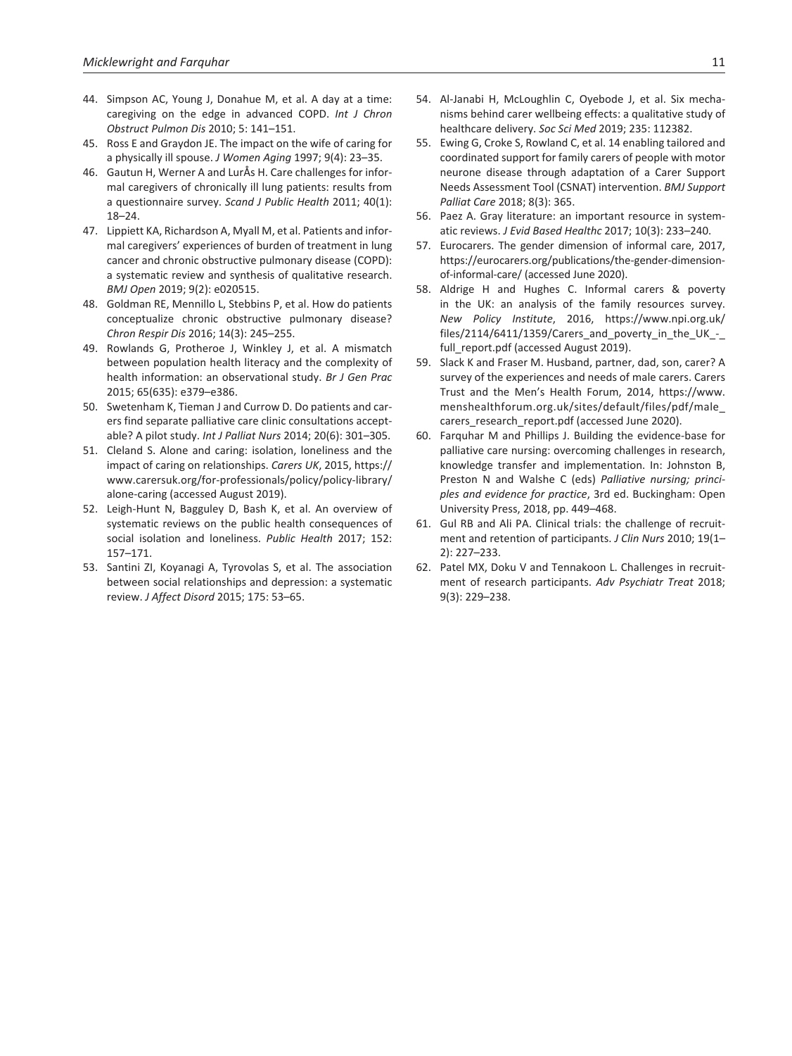44. Simpson AC, Young J, Donahue M, et al. A day at a time: caregiving on the edge in advanced COPD. *Int J Chron Obstruct Pulmon Dis* 2010; 5: 141–151.
45. Ross E and Graydon JE. The impact on the wife of caring for a physically ill spouse. *J Women Aging* 1997; 9(4): 23–35.
46. Gautun H, Werner A and LurÅs H. Care challenges for informal caregivers of chronically ill lung patients: results from a questionnaire survey. *Scand J Public Health* 2011; 40(1): 18–24.
47. Lippiett KA, Richardson A, Myall M, et al. Patients and informal caregivers' experiences of burden of treatment in lung cancer and chronic obstructive pulmonary disease (COPD): a systematic review and synthesis of qualitative research. *BMJ Open* 2019; 9(2): e020515.
48. Goldman RE, Mennillo L, Stebbins P, et al. How do patients conceptualize chronic obstructive pulmonary disease? *Chron Respir Dis* 2016; 14(3): 245–255.
49. Rowlands G, Protheroe J, Winkley J, et al. A mismatch between population health literacy and the complexity of health information: an observational study. *Br J Gen Prac* 2015; 65(635): e379–e386.
50. Swetenham K, Tieman J and Currow D. Do patients and carers find separate palliative care clinic consultations acceptable? A pilot study. *Int J Palliat Nurs* 2014; 20(6): 301–305.
51. Cleland S. Alone and caring: isolation, loneliness and the impact of caring on relationships. *Carers UK*, 2015, https://www.carersuk.org/for-professionals/policy/policy-library/alone-caring (accessed August 2019).
52. Leigh-Hunt N, Bagguley D, Bash K, et al. An overview of systematic reviews on the public health consequences of social isolation and loneliness. *Public Health* 2017; 152: 157–171.
53. Santini ZI, Koyanagi A, Tyrovolas S, et al. The association between social relationships and depression: a systematic review. *J Affect Disord* 2015; 175: 53–65.
54. Al-Janabi H, McLoughlin C, Oyebode J, et al. Six mechanisms behind carer wellbeing effects: a qualitative study of healthcare delivery. *Soc Sci Med* 2019; 235: 112382.
55. Ewing G, Croke S, Rowland C, et al. 14 enabling tailored and coordinated support for family carers of people with motor neurone disease through adaptation of a Carer Support Needs Assessment Tool (CSNAT) intervention. *BMJ Support Palliat Care* 2018; 8(3): 365.
56. Paez A. Gray literature: an important resource in systematic reviews. *J Evid Based Healthc* 2017; 10(3): 233–240.
57. Eurocarers. The gender dimension of informal care, 2017, https://eurocarers.org/publications/the-gender-dimension-of-informal-care/ (accessed June 2020).
58. Aldrige H and Hughes C. Informal carers & poverty in the UK: an analysis of the family resources survey. *New Policy Institute*, 2016, https://www.npi.org.uk/files/2114/6411/1359/Carers_and_poverty_in_the_UK_-_full_report.pdf (accessed August 2019).
59. Slack K and Fraser M. Husband, partner, dad, son, carer? A survey of the experiences and needs of male carers. Carers Trust and the Men's Health Forum, 2014, https://www.menshealthforum.org.uk/sites/default/files/pdf/male_carers_research_report.pdf (accessed June 2020).
60. Farquhar M and Phillips J. Building the evidence-base for palliative care nursing: overcoming challenges in research, knowledge transfer and implementation. In: Johnston B, Preston N and Walshe C (eds) *Palliative nursing; principles and evidence for practice*, 3rd ed. Buckingham: Open University Press, 2018, pp. 449–468.
61. Gul RB and Ali PA. Clinical trials: the challenge of recruitment and retention of participants. *J Clin Nurs* 2010; 19(1–2): 227–233.
62. Patel MX, Doku V and Tennakoon L. Challenges in recruitment of research participants. *Adv Psychiatr Treat* 2018; 9(3): 229–238.